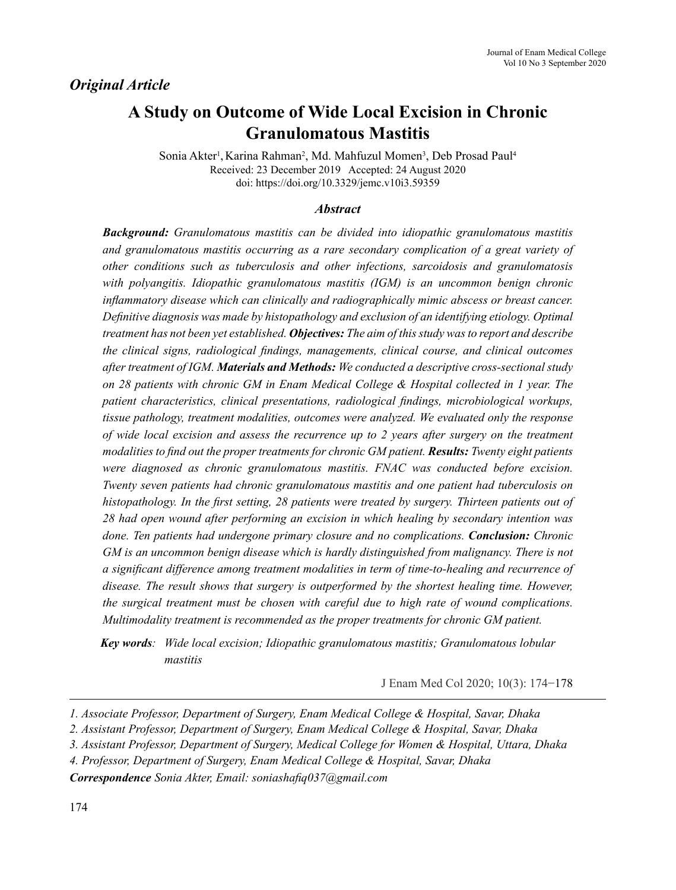*Original Article*

# A Study on Outcome of Wide Local Excision in Chronic Granulomatous Mastitis

Sonia Akter[1], Karina Rahman[2], Md. Mahfuzul Momen[3], Deb Prosad Paul[4]

Received: 23 December 2019 Accepted: 24 August 2020

doi: https://doi.org/10.3329/jemc.v10i3.59359

### *Abstract*

***Background:*** *Granulomatous mastitis can be divided into idiopathic granulomatous mastitis and granulomatous mastitis occurring as a rare secondary complication of a great variety of other conditions such as tuberculosis and other infections, sarcoidosis and granulomatosis with polyangitis. Idiopathic granulomatous mastitis (IGM) is an uncommon benign chronic inflammatory disease which can clinically and radiographically mimic abscess or breast cancer. Definitive diagnosis was made by histopathology and exclusion of an identifying etiology. Optimal treatment has not been yet established.* ***Objectives:*** *The aim of this study was to report and describe the clinical signs, radiological findings, managements, clinical course, and clinical outcomes after treatment of IGM.* ***Materials and Methods:*** *We conducted a descriptive cross-sectional study on 28 patients with chronic GM in Enam Medical College & Hospital collected in 1 year. The patient characteristics, clinical presentations, radiological findings, microbiological workups, tissue pathology, treatment modalities, outcomes were analyzed. We evaluated only the response of wide local excision and assess the recurrence up to 2 years after surgery on the treatment modalities to find out the proper treatments for chronic GM patient.* ***Results:*** *Twenty eight patients were diagnosed as chronic granulomatous mastitis. FNAC was conducted before excision. Twenty seven patients had chronic granulomatous mastitis and one patient had tuberculosis on histopathology. In the first setting, 28 patients were treated by surgery. Thirteen patients out of 28 had open wound after performing an excision in which healing by secondary intention was done. Ten patients had undergone primary closure and no complications.* ***Conclusion:*** *Chronic GM is an uncommon benign disease which is hardly distinguished from malignancy. There is not a significant difference among treatment modalities in term of time-to-healing and recurrence of disease. The result shows that surgery is outperformed by the shortest healing time. However, the surgical treatment must be chosen with careful due to high rate of wound complications. Multimodality treatment is recommended as the proper treatments for chronic GM patient.*

***Key words****:* *Wide local excision; Idiopathic granulomatous mastitis; Granulomatous lobular mastitis*

J Enam Med Col 2020; 10(3): 174−178

---

*1. Associate Professor, Department of Surgery, Enam Medical College & Hospital, Savar, Dhaka*

*2. Assistant Professor, Department of Surgery, Enam Medical College & Hospital, Savar, Dhaka*

*3. Assistant Professor, Department of Surgery, Medical College for Women & Hospital, Uttara, Dhaka*

*4. Professor, Department of Surgery, Enam Medical College & Hospital, Savar, Dhaka*

***Correspondence*** *Sonia Akter, Email: soniashafiq037@gmail.com*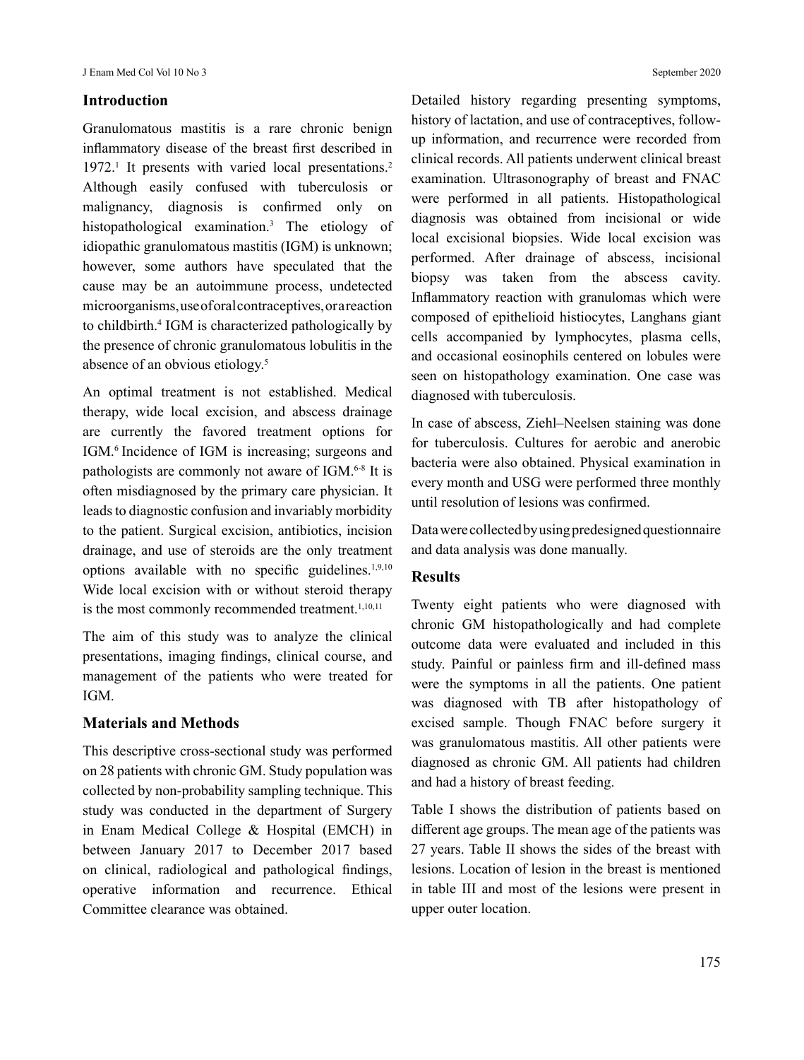## Introduction

Granulomatous mastitis is a rare chronic benign inflammatory disease of the breast first described in 1972.[1] It presents with varied local presentations.[2] Although easily confused with tuberculosis or malignancy, diagnosis is confirmed only on histopathological examination.[3] The etiology of idiopathic granulomatous mastitis (IGM) is unknown; however, some authors have speculated that the cause may be an autoimmune process, undetected microorganisms, use of oral contraceptives, or a reaction to childbirth.[4] IGM is characterized pathologically by the presence of chronic granulomatous lobulitis in the absence of an obvious etiology.[5]

An optimal treatment is not established. Medical therapy, wide local excision, and abscess drainage are currently the favored treatment options for IGM.[6] Incidence of IGM is increasing; surgeons and pathologists are commonly not aware of IGM.[6-8] It is often misdiagnosed by the primary care physician. It leads to diagnostic confusion and invariably morbidity to the patient. Surgical excision, antibiotics, incision drainage, and use of steroids are the only treatment options available with no specific guidelines.[1,9,10] Wide local excision with or without steroid therapy is the most commonly recommended treatment.[1,10,11]

The aim of this study was to analyze the clinical presentations, imaging findings, clinical course, and management of the patients who were treated for IGM.

## Materials and Methods

This descriptive cross-sectional study was performed on 28 patients with chronic GM. Study population was collected by non-probability sampling technique. This study was conducted in the department of Surgery in Enam Medical College & Hospital (EMCH) in between January 2017 to December 2017 based on clinical, radiological and pathological findings, operative information and recurrence. Ethical Committee clearance was obtained.

Detailed history regarding presenting symptoms, history of lactation, and use of contraceptives, follow-up information, and recurrence were recorded from clinical records. All patients underwent clinical breast examination. Ultrasonography of breast and FNAC were performed in all patients. Histopathological diagnosis was obtained from incisional or wide local excisional biopsies. Wide local excision was performed. After drainage of abscess, incisional biopsy was taken from the abscess cavity. Inflammatory reaction with granulomas which were composed of epithelioid histiocytes, Langhans giant cells accompanied by lymphocytes, plasma cells, and occasional eosinophils centered on lobules were seen on histopathology examination. One case was diagnosed with tuberculosis.

In case of abscess, Ziehl–Neelsen staining was done for tuberculosis. Cultures for aerobic and anerobic bacteria were also obtained. Physical examination in every month and USG were performed three monthly until resolution of lesions was confirmed.

Data were collected by using predesigned questionnaire and data analysis was done manually.

## Results

Twenty eight patients who were diagnosed with chronic GM histopathologically and had complete outcome data were evaluated and included in this study. Painful or painless firm and ill-defined mass were the symptoms in all the patients. One patient was diagnosed with TB after histopathology of excised sample. Though FNAC before surgery it was granulomatous mastitis. All other patients were diagnosed as chronic GM. All patients had children and had a history of breast feeding.

Table I shows the distribution of patients based on different age groups. The mean age of the patients was 27 years. Table II shows the sides of the breast with lesions. Location of lesion in the breast is mentioned in table III and most of the lesions were present in upper outer location.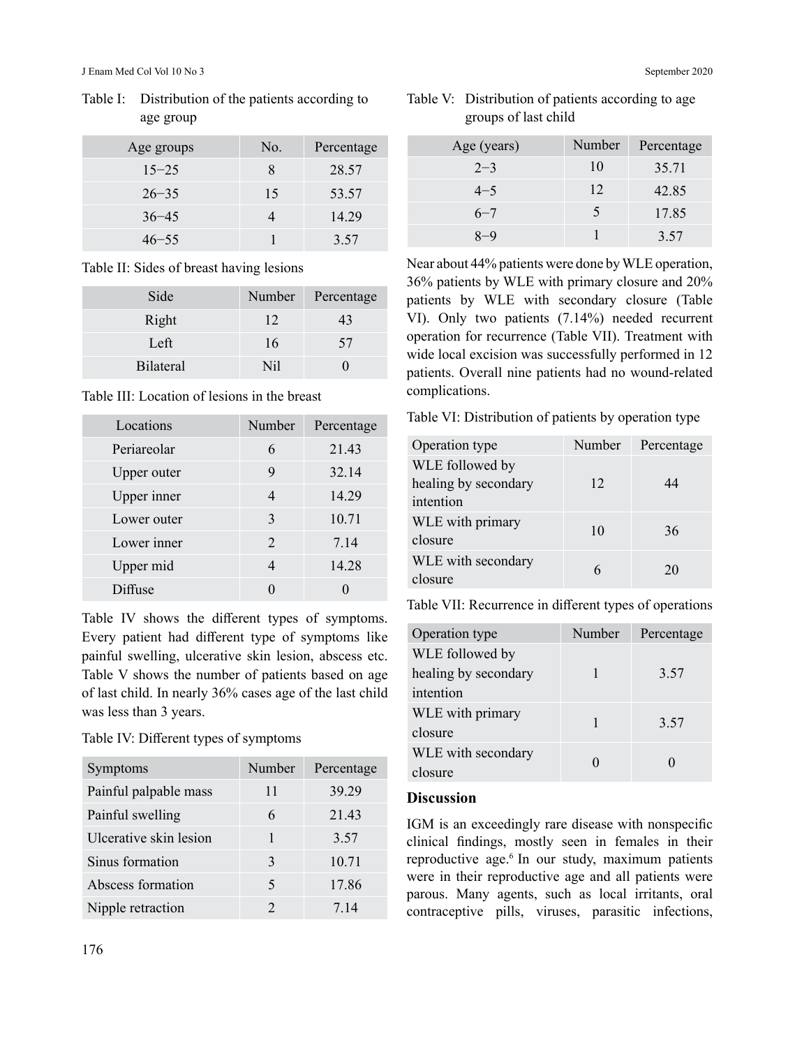Table I: Distribution of the patients according to age group

| Age groups | No. | Percentage |
| --- | --- | --- |
| 15−25 | 8 | 28.57 |
| 26−35 | 15 | 53.57 |
| 36−45 | 4 | 14.29 |
| 46−55 | 1 | 3.57 |

Table II: Sides of breast having lesions

| Side | Number | Percentage |
| --- | --- | --- |
| Right | 12 | 43 |
| Left | 16 | 57 |
| Bilateral | Nil | 0 |

Table III: Location of lesions in the breast

| Locations | Number | Percentage |
| --- | --- | --- |
| Periareolar | 6 | 21.43 |
| Upper outer | 9 | 32.14 |
| Upper inner | 4 | 14.29 |
| Lower outer | 3 | 10.71 |
| Lower inner | 2 | 7.14 |
| Upper mid | 4 | 14.28 |
| Diffuse | 0 | 0 |

Table IV shows the different types of symptoms. Every patient had different type of symptoms like painful swelling, ulcerative skin lesion, abscess etc. Table V shows the number of patients based on age of last child. In nearly 36% cases age of the last child was less than 3 years.

Table IV: Different types of symptoms

| Symptoms | Number | Percentage |
| --- | --- | --- |
| Painful palpable mass | 11 | 39.29 |
| Painful swelling | 6 | 21.43 |
| Ulcerative skin lesion | 1 | 3.57 |
| Sinus formation | 3 | 10.71 |
| Abscess formation | 5 | 17.86 |
| Nipple retraction | 2 | 7.14 |

Table V: Distribution of patients according to age groups of last child

| Age (years) | Number | Percentage |
| --- | --- | --- |
| 2−3 | 10 | 35.71 |
| 4−5 | 12 | 42.85 |
| 6−7 | 5 | 17.85 |
| 8−9 | 1 | 3.57 |

Near about 44% patients were done by WLE operation, 36% patients by WLE with primary closure and 20% patients by WLE with secondary closure (Table VI). Only two patients (7.14%) needed recurrent operation for recurrence (Table VII). Treatment with wide local excision was successfully performed in 12 patients. Overall nine patients had no wound-related complications.

Table VI: Distribution of patients by operation type

| Operation type | Number | Percentage |
| --- | --- | --- |
| WLE followed by healing by secondary intention | 12 | 44 |
| WLE with primary closure | 10 | 36 |
| WLE with secondary closure | 6 | 20 |

Table VII: Recurrence in different types of operations

| Operation type | Number | Percentage |
| --- | --- | --- |
| WLE followed by healing by secondary intention | 1 | 3.57 |
| WLE with primary closure | 1 | 3.57 |
| WLE with secondary closure | 0 | 0 |

## Discussion

IGM is an exceedingly rare disease with nonspecific clinical findings, mostly seen in females in their reproductive age.[6] In our study, maximum patients were in their reproductive age and all patients were parous. Many agents, such as local irritants, oral contraceptive pills, viruses, parasitic infections,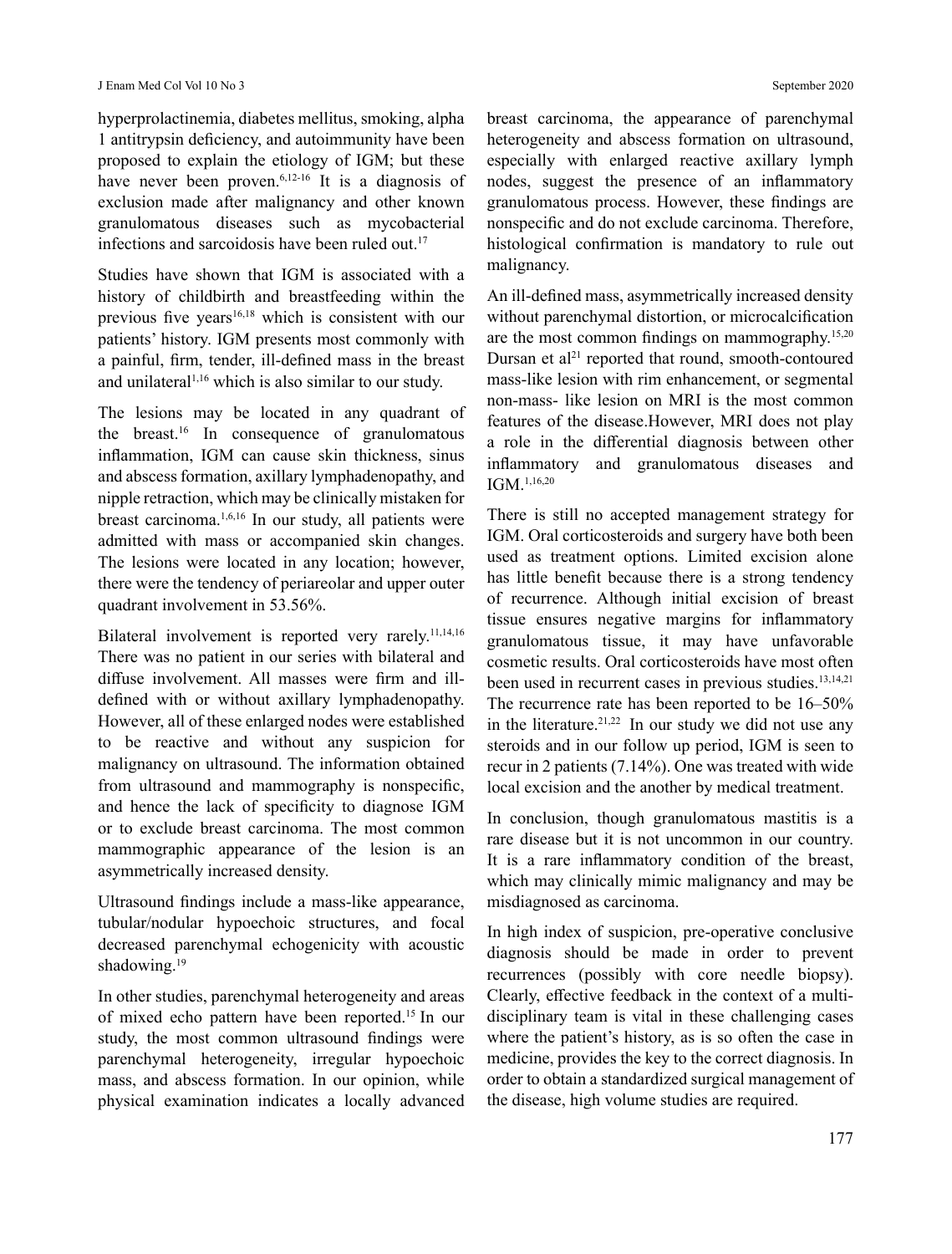hyperprolactinemia, diabetes mellitus, smoking, alpha 1 antitrypsin deficiency, and autoimmunity have been proposed to explain the etiology of IGM; but these have never been proven.[6,12-16] It is a diagnosis of exclusion made after malignancy and other known granulomatous diseases such as mycobacterial infections and sarcoidosis have been ruled out.[17]

Studies have shown that IGM is associated with a history of childbirth and breastfeeding within the previous five years[16,18] which is consistent with our patients' history. IGM presents most commonly with a painful, firm, tender, ill-defined mass in the breast and unilateral[1,16] which is also similar to our study.

The lesions may be located in any quadrant of the breast.[16] In consequence of granulomatous inflammation, IGM can cause skin thickness, sinus and abscess formation, axillary lymphadenopathy, and nipple retraction, which may be clinically mistaken for breast carcinoma.[1,6,16] In our study, all patients were admitted with mass or accompanied skin changes. The lesions were located in any location; however, there were the tendency of periareolar and upper outer quadrant involvement in 53.56%.

Bilateral involvement is reported very rarely.[11,14,16] There was no patient in our series with bilateral and diffuse involvement. All masses were firm and ill-defined with or without axillary lymphadenopathy. However, all of these enlarged nodes were established to be reactive and without any suspicion for malignancy on ultrasound. The information obtained from ultrasound and mammography is nonspecific, and hence the lack of specificity to diagnose IGM or to exclude breast carcinoma. The most common mammographic appearance of the lesion is an asymmetrically increased density.

Ultrasound findings include a mass-like appearance, tubular/nodular hypoechoic structures, and focal decreased parenchymal echogenicity with acoustic shadowing.[19]

In other studies, parenchymal heterogeneity and areas of mixed echo pattern have been reported.[15] In our study, the most common ultrasound findings were parenchymal heterogeneity, irregular hypoechoic mass, and abscess formation. In our opinion, while physical examination indicates a locally advanced breast carcinoma, the appearance of parenchymal heterogeneity and abscess formation on ultrasound, especially with enlarged reactive axillary lymph nodes, suggest the presence of an inflammatory granulomatous process. However, these findings are nonspecific and do not exclude carcinoma. Therefore, histological confirmation is mandatory to rule out malignancy.

An ill-defined mass, asymmetrically increased density without parenchymal distortion, or microcalcification are the most common findings on mammography.[15,20] Dursan et al[21] reported that round, smooth-contoured mass-like lesion with rim enhancement, or segmental non-mass- like lesion on MRI is the most common features of the disease.However, MRI does not play a role in the differential diagnosis between other inflammatory and granulomatous diseases and IGM.[1,16,20]

There is still no accepted management strategy for IGM. Oral corticosteroids and surgery have both been used as treatment options. Limited excision alone has little benefit because there is a strong tendency of recurrence. Although initial excision of breast tissue ensures negative margins for inflammatory granulomatous tissue, it may have unfavorable cosmetic results. Oral corticosteroids have most often been used in recurrent cases in previous studies.[13,14,21] The recurrence rate has been reported to be 16–50% in the literature.[21,22] In our study we did not use any steroids and in our follow up period, IGM is seen to recur in 2 patients (7.14%). One was treated with wide local excision and the another by medical treatment.

In conclusion, though granulomatous mastitis is a rare disease but it is not uncommon in our country. It is a rare inflammatory condition of the breast, which may clinically mimic malignancy and may be misdiagnosed as carcinoma.

In high index of suspicion, pre-operative conclusive diagnosis should be made in order to prevent recurrences (possibly with core needle biopsy). Clearly, effective feedback in the context of a multi-disciplinary team is vital in these challenging cases where the patient's history, as is so often the case in medicine, provides the key to the correct diagnosis. In order to obtain a standardized surgical management of the disease, high volume studies are required.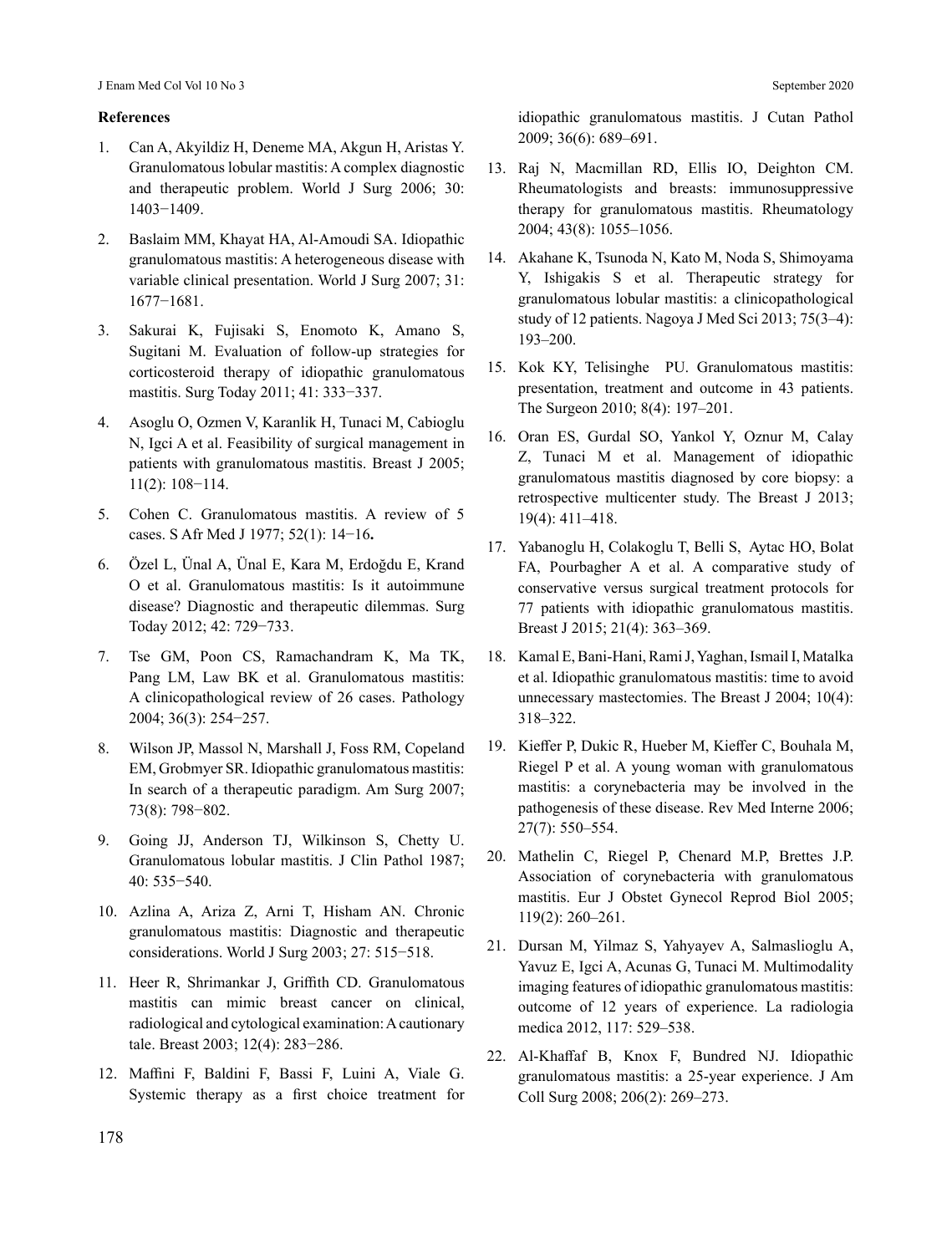## References

1. Can A, Akyildiz H, Deneme MA, Akgun H, Aristas Y. Granulomatous lobular mastitis: A complex diagnostic and therapeutic problem. World J Surg 2006; 30: 1403−1409.

2. Baslaim MM, Khayat HA, Al-Amoudi SA. Idiopathic granulomatous mastitis: A heterogeneous disease with variable clinical presentation. World J Surg 2007; 31: 1677−1681.

3. Sakurai K, Fujisaki S, Enomoto K, Amano S, Sugitani M. Evaluation of follow-up strategies for corticosteroid therapy of idiopathic granulomatous mastitis. Surg Today 2011; 41: 333−337.

4. Asoglu O, Ozmen V, Karanlik H, Tunaci M, Cabioglu N, Igci A et al. Feasibility of surgical management in patients with granulomatous mastitis. Breast J 2005; 11(2): 108−114.

5. Cohen C. Granulomatous mastitis. A review of 5 cases. S Afr Med J 1977; 52(1): 14−16**.**

6. Özel L, Ünal A, Ünal E, Kara M, Erdoğdu E, Krand O et al. Granulomatous mastitis: Is it autoimmune disease? Diagnostic and therapeutic dilemmas. Surg Today 2012; 42: 729−733.

7. Tse GM, Poon CS, Ramachandram K, Ma TK, Pang LM, Law BK et al. Granulomatous mastitis: A clinicopathological review of 26 cases. Pathology 2004; 36(3): 254−257.

8. Wilson JP, Massol N, Marshall J, Foss RM, Copeland EM, Grobmyer SR. Idiopathic granulomatous mastitis: In search of a therapeutic paradigm. Am Surg 2007; 73(8): 798−802.

9. Going JJ, Anderson TJ, Wilkinson S, Chetty U. Granulomatous lobular mastitis. J Clin Pathol 1987; 40: 535−540.

10. Azlina A, Ariza Z, Arni T, Hisham AN. Chronic granulomatous mastitis: Diagnostic and therapeutic considerations. World J Surg 2003; 27: 515−518.

11. Heer R, Shrimankar J, Griffith CD. Granulomatous mastitis can mimic breast cancer on clinical, radiological and cytological examination: A cautionary tale. Breast 2003; 12(4): 283−286.

12. Maffini F, Baldini F, Bassi F, Luini A, Viale G. Systemic therapy as a first choice treatment for idiopathic granulomatous mastitis. J Cutan Pathol 2009; 36(6): 689–691.

13. Raj N, Macmillan RD, Ellis IO, Deighton CM. Rheumatologists and breasts: immunosuppressive therapy for granulomatous mastitis. Rheumatology 2004; 43(8): 1055–1056.

14. Akahane K, Tsunoda N, Kato M, Noda S, Shimoyama Y, Ishigakis S et al. Therapeutic strategy for granulomatous lobular mastitis: a clinicopathological study of 12 patients. Nagoya J Med Sci 2013; 75(3–4): 193–200.

15. Kok KY, Telisinghe PU. Granulomatous mastitis: presentation, treatment and outcome in 43 patients. The Surgeon 2010; 8(4): 197–201.

16. Oran ES, Gurdal SO, Yankol Y, Oznur M, Calay Z, Tunaci M et al. Management of idiopathic granulomatous mastitis diagnosed by core biopsy: a retrospective multicenter study. The Breast J 2013; 19(4): 411–418.

17. Yabanoglu H, Colakoglu T, Belli S, Aytac HO, Bolat FA, Pourbagher A et al. A comparative study of conservative versus surgical treatment protocols for 77 patients with idiopathic granulomatous mastitis. Breast J 2015; 21(4): 363–369.

18. Kamal E, Bani-Hani, Rami J, Yaghan, Ismail I, Matalka et al. Idiopathic granulomatous mastitis: time to avoid unnecessary mastectomies. The Breast J 2004; 10(4): 318–322.

19. Kieffer P, Dukic R, Hueber M, Kieffer C, Bouhala M, Riegel P et al. A young woman with granulomatous mastitis: a corynebacteria may be involved in the pathogenesis of these disease. Rev Med Interne 2006; 27(7): 550–554.

20. Mathelin C, Riegel P, Chenard M.P, Brettes J.P. Association of corynebacteria with granulomatous mastitis. Eur J Obstet Gynecol Reprod Biol 2005; 119(2): 260–261.

21. Dursan M, Yilmaz S, Yahyayev A, Salmaslioglu A, Yavuz E, Igci A, Acunas G, Tunaci M. Multimodality imaging features of idiopathic granulomatous mastitis: outcome of 12 years of experience. La radiologia medica 2012, 117: 529–538.

22. Al-Khaffaf B, Knox F, Bundred NJ. Idiopathic granulomatous mastitis: a 25-year experience. J Am Coll Surg 2008; 206(2): 269–273.